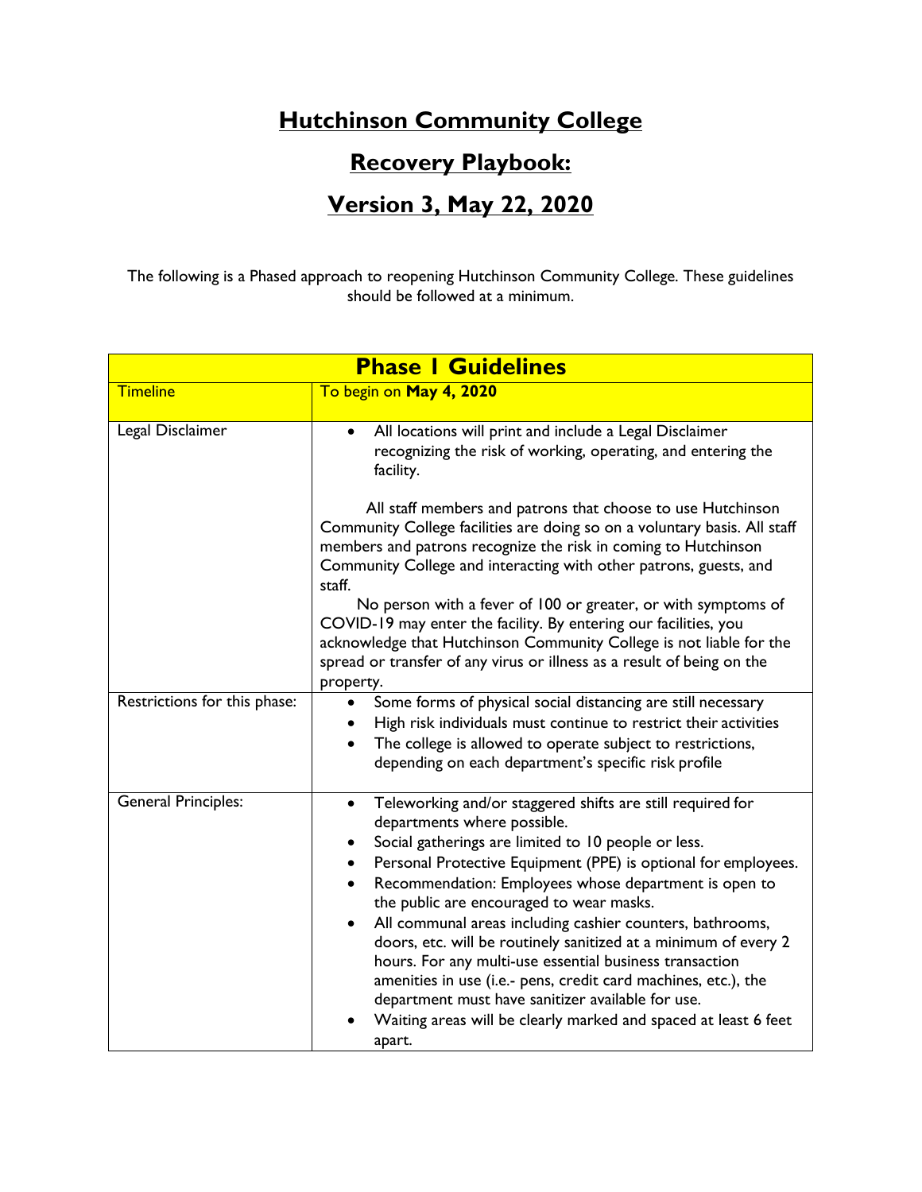# **Hutchinson Community College**

## **Recovery Playbook:**

## **Version 3, May 22, 2020**

The following is a Phased approach to reopening Hutchinson Community College. These guidelines should be followed at a minimum.

| **Phase I Guidelines** | |
|---|---|
| Timeline | To begin on **May 4, 2020** |
| Legal Disclaimer | • All locations will print and include a Legal Disclaimer recognizing the risk of working, operating, and entering the facility.<br><br>All staff members and patrons that choose to use Hutchinson Community College facilities are doing so on a voluntary basis. All staff members and patrons recognize the risk in coming to Hutchinson Community College and interacting with other patrons, guests, and staff.<br>No person with a fever of 100 or greater, or with symptoms of COVID-19 may enter the facility. By entering our facilities, you acknowledge that Hutchinson Community College is not liable for the spread or transfer of any virus or illness as a result of being on the property. |
| Restrictions for this phase: | • Some forms of physical social distancing are still necessary<br>• High risk individuals must continue to restrict their activities<br>• The college is allowed to operate subject to restrictions, depending on each department's specific risk profile |
| General Principles: | • Teleworking and/or staggered shifts are still required for departments where possible.<br>• Social gatherings are limited to 10 people or less.<br>• Personal Protective Equipment (PPE) is optional for employees.<br>• Recommendation: Employees whose department is open to the public are encouraged to wear masks.<br>• All communal areas including cashier counters, bathrooms, doors, etc. will be routinely sanitized at a minimum of every 2 hours. For any multi-use essential business transaction amenities in use (i.e.- pens, credit card machines, etc.), the department must have sanitizer available for use.<br>• Waiting areas will be clearly marked and spaced at least 6 feet apart. |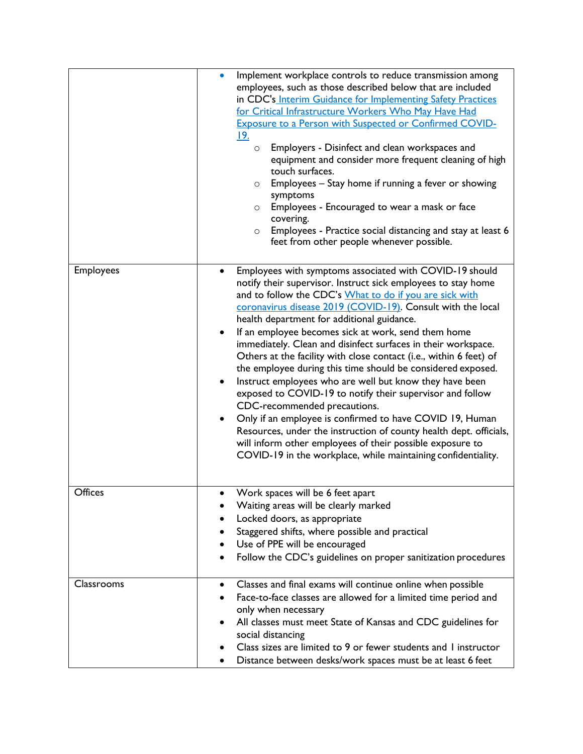| | |
|---|---|
| | • Implement workplace controls to reduce transmission among employees, such as those described below that are included in CDC's [Interim Guidance for Implementing Safety Practices for Critical Infrastructure Workers Who May Have Had Exposure to a Person with Suspected or Confirmed COVID-19.](#)<br>  ○ Employers - Disinfect and clean workspaces and equipment and consider more frequent cleaning of high touch surfaces.<br>  ○ Employees – Stay home if running a fever or showing symptoms<br>  ○ Employees - Encouraged to wear a mask or face covering.<br>  ○ Employees - Practice social distancing and stay at least 6 feet from other people whenever possible. |
| Employees | • Employees with symptoms associated with COVID-19 should notify their supervisor. Instruct sick employees to stay home and to follow the CDC's [What to do if you are sick with coronavirus disease 2019 (COVID-19)](#). Consult with the local health department for additional guidance.<br>• If an employee becomes sick at work, send them home immediately. Clean and disinfect surfaces in their workspace. Others at the facility with close contact (i.e., within 6 feet) of the employee during this time should be considered exposed.<br>• Instruct employees who are well but know they have been exposed to COVID-19 to notify their supervisor and follow CDC-recommended precautions.<br>• Only if an employee is confirmed to have COVID 19, Human Resources, under the instruction of county health dept. officials, will inform other employees of their possible exposure to COVID-19 in the workplace, while maintaining confidentiality. |
| Offices | • Work spaces will be 6 feet apart<br>• Waiting areas will be clearly marked<br>• Locked doors, as appropriate<br>• Staggered shifts, where possible and practical<br>• Use of PPE will be encouraged<br>• Follow the CDC's guidelines on proper sanitization procedures |
| Classrooms | • Classes and final exams will continue online when possible<br>• Face-to-face classes are allowed for a limited time period and only when necessary<br>• All classes must meet State of Kansas and CDC guidelines for social distancing<br>• Class sizes are limited to 9 or fewer students and 1 instructor<br>• Distance between desks/work spaces must be at least 6 feet |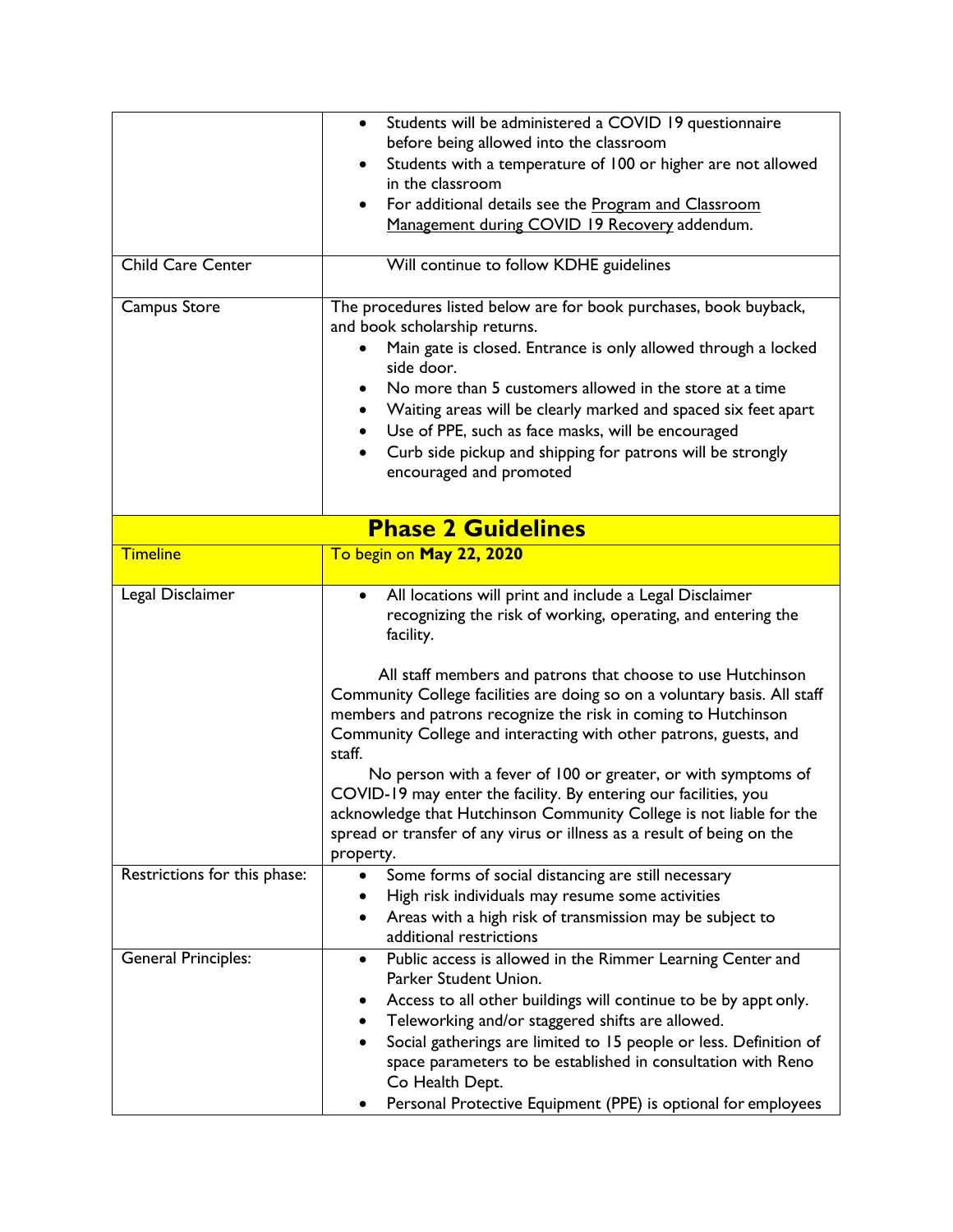| | |
|---|---|
| | • Students will be administered a COVID 19 questionnaire before being allowed into the classroom<br>• Students with a temperature of 100 or higher are not allowed in the classroom<br>• For additional details see the Program and Classroom Management during COVID 19 Recovery addendum. |
| Child Care Center | Will continue to follow KDHE guidelines |
| Campus Store | The procedures listed below are for book purchases, book buyback, and book scholarship returns.<br>• Main gate is closed. Entrance is only allowed through a locked side door.<br>• No more than 5 customers allowed in the store at a time<br>• Waiting areas will be clearly marked and spaced six feet apart<br>• Use of PPE, such as face masks, will be encouraged<br>• Curb side pickup and shipping for patrons will be strongly encouraged and promoted |
| **Phase 2 Guidelines** | |
| Timeline | To begin on **May 22, 2020** |
| Legal Disclaimer | • All locations will print and include a Legal Disclaimer recognizing the risk of working, operating, and entering the facility.<br><br>All staff members and patrons that choose to use Hutchinson Community College facilities are doing so on a voluntary basis. All staff members and patrons recognize the risk in coming to Hutchinson Community College and interacting with other patrons, guests, and staff.<br>No person with a fever of 100 or greater, or with symptoms of COVID-19 may enter the facility. By entering our facilities, you acknowledge that Hutchinson Community College is not liable for the spread or transfer of any virus or illness as a result of being on the property. |
| Restrictions for this phase: | • Some forms of social distancing are still necessary<br>• High risk individuals may resume some activities<br>• Areas with a high risk of transmission may be subject to additional restrictions |
| General Principles: | • Public access is allowed in the Rimmer Learning Center and Parker Student Union.<br>• Access to all other buildings will continue to be by appt only.<br>• Teleworking and/or staggered shifts are allowed.<br>• Social gatherings are limited to 15 people or less. Definition of space parameters to be established in consultation with Reno Co Health Dept.<br>• Personal Protective Equipment (PPE) is optional for employees |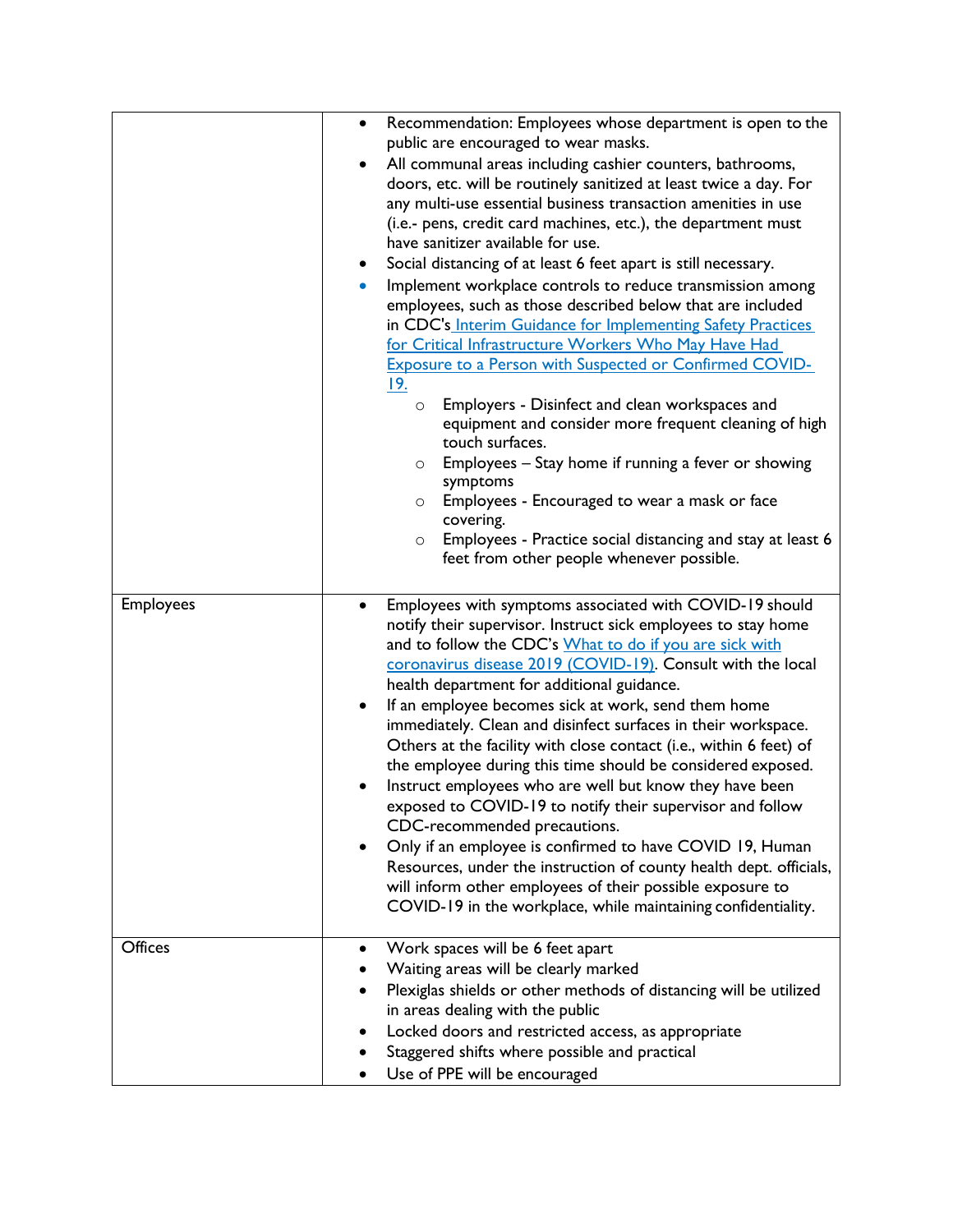| | |
|---|---|
| | • Recommendation: Employees whose department is open to the public are encouraged to wear masks.<br>• All communal areas including cashier counters, bathrooms, doors, etc. will be routinely sanitized at least twice a day. For any multi-use essential business transaction amenities in use (i.e.- pens, credit card machines, etc.), the department must have sanitizer available for use.<br>• Social distancing of at least 6 feet apart is still necessary.<br>• Implement workplace controls to reduce transmission among employees, such as those described below that are included in CDC's [Interim Guidance for Implementing Safety Practices for Critical Infrastructure Workers Who May Have Had Exposure to a Person with Suspected or Confirmed COVID-19.]()<br>  ○ Employers - Disinfect and clean workspaces and equipment and consider more frequent cleaning of high touch surfaces.<br>  ○ Employees – Stay home if running a fever or showing symptoms<br>  ○ Employees - Encouraged to wear a mask or face covering.<br>  ○ Employees - Practice social distancing and stay at least 6 feet from other people whenever possible. |
| Employees | • Employees with symptoms associated with COVID-19 should notify their supervisor. Instruct sick employees to stay home and to follow the CDC's [What to do if you are sick with coronavirus disease 2019 (COVID-19)](). Consult with the local health department for additional guidance.<br>• If an employee becomes sick at work, send them home immediately. Clean and disinfect surfaces in their workspace. Others at the facility with close contact (i.e., within 6 feet) of the employee during this time should be considered exposed.<br>• Instruct employees who are well but know they have been exposed to COVID-19 to notify their supervisor and follow CDC-recommended precautions.<br>• Only if an employee is confirmed to have COVID 19, Human Resources, under the instruction of county health dept. officials, will inform other employees of their possible exposure to COVID-19 in the workplace, while maintaining confidentiality. |
| Offices | • Work spaces will be 6 feet apart<br>• Waiting areas will be clearly marked<br>• Plexiglas shields or other methods of distancing will be utilized in areas dealing with the public<br>• Locked doors and restricted access, as appropriate<br>• Staggered shifts where possible and practical<br>• Use of PPE will be encouraged |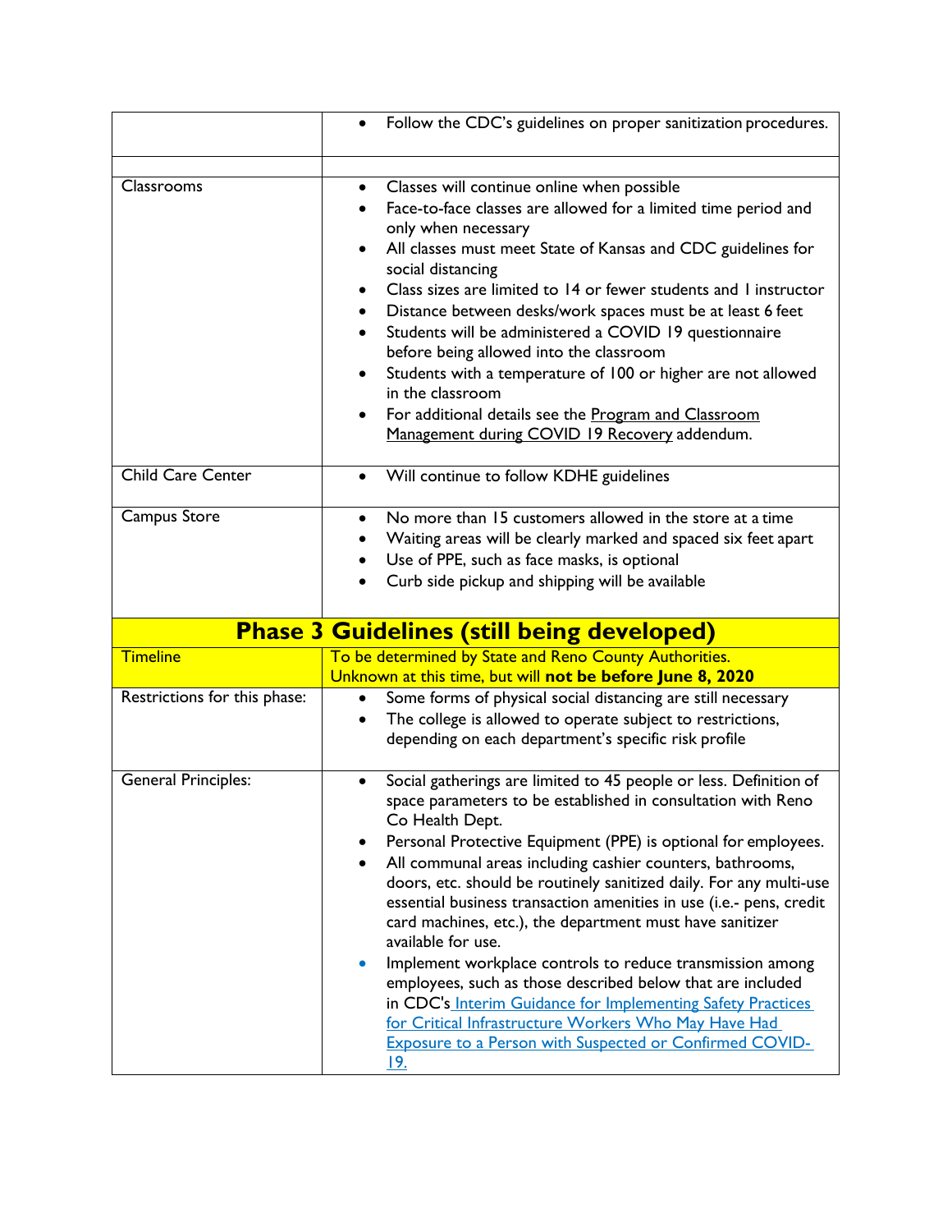| | |
|---|---|
| | • Follow the CDC's guidelines on proper sanitization procedures. |
| | |
| Classrooms | • Classes will continue online when possible<br>• Face-to-face classes are allowed for a limited time period and only when necessary<br>• All classes must meet State of Kansas and CDC guidelines for social distancing<br>• Class sizes are limited to 14 or fewer students and 1 instructor<br>• Distance between desks/work spaces must be at least 6 feet<br>• Students will be administered a COVID 19 questionnaire before being allowed into the classroom<br>• Students with a temperature of 100 or higher are not allowed in the classroom<br>• For additional details see the Program and Classroom Management during COVID 19 Recovery addendum. |
| Child Care Center | • Will continue to follow KDHE guidelines |
| Campus Store | • No more than 15 customers allowed in the store at a time<br>• Waiting areas will be clearly marked and spaced six feet apart<br>• Use of PPE, such as face masks, is optional<br>• Curb side pickup and shipping will be available |
| **Phase 3 Guidelines (still being developed)** | |
| Timeline | To be determined by State and Reno County Authorities. Unknown at this time, but will **not be before June 8, 2020** |
| Restrictions for this phase: | • Some forms of physical social distancing are still necessary<br>• The college is allowed to operate subject to restrictions, depending on each department's specific risk profile |
| General Principles: | • Social gatherings are limited to 45 people or less. Definition of space parameters to be established in consultation with Reno Co Health Dept.<br>• Personal Protective Equipment (PPE) is optional for employees.<br>• All communal areas including cashier counters, bathrooms, doors, etc. should be routinely sanitized daily. For any multi-use essential business transaction amenities in use (i.e.- pens, credit card machines, etc.), the department must have sanitizer available for use.<br>• Implement workplace controls to reduce transmission among employees, such as those described below that are included in CDC's Interim Guidance for Implementing Safety Practices for Critical Infrastructure Workers Who May Have Had Exposure to a Person with Suspected or Confirmed COVID-19. |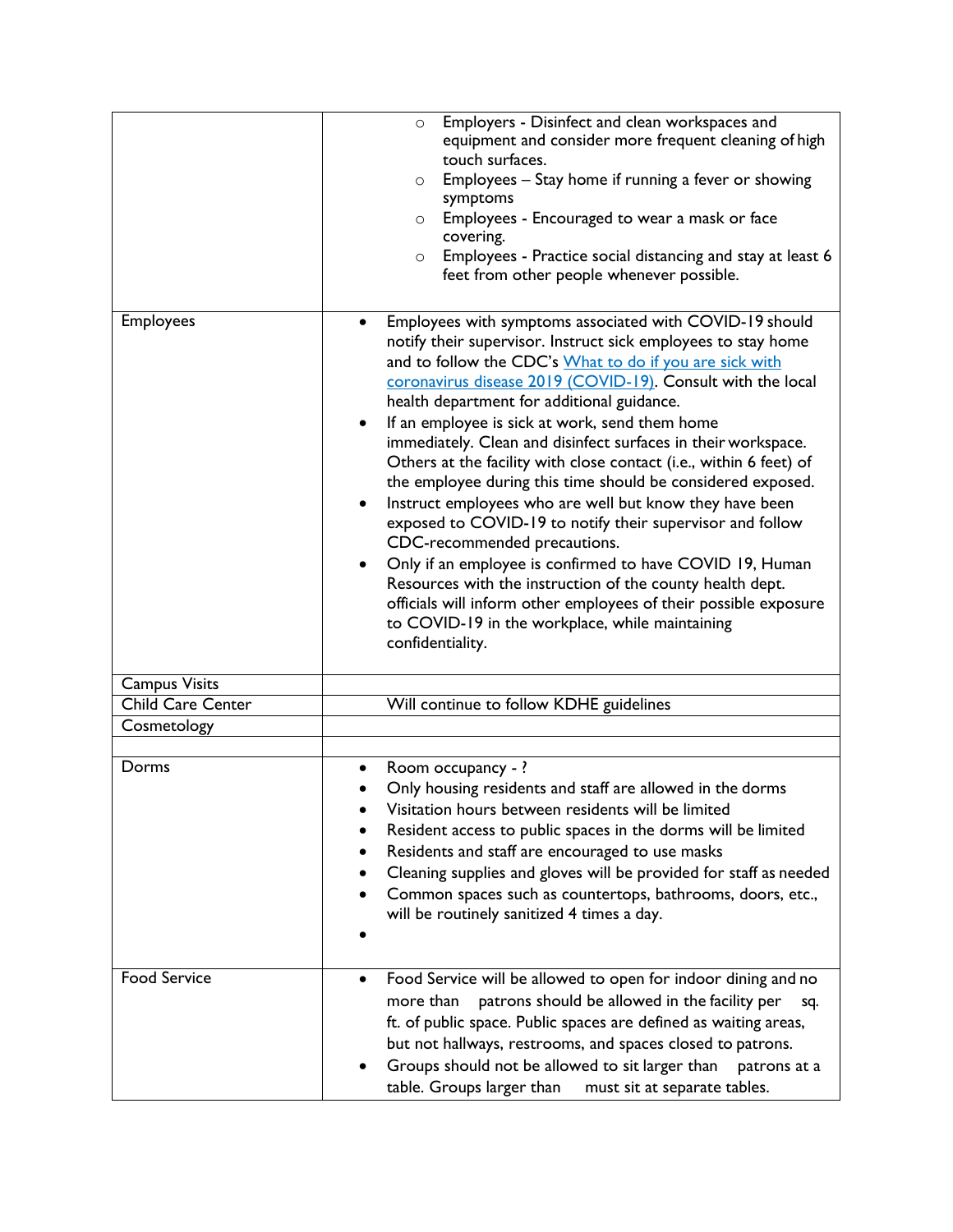| | |
|---|---|
| | ○ Employers - Disinfect and clean workspaces and equipment and consider more frequent cleaning of high touch surfaces.<br>○ Employees – Stay home if running a fever or showing symptoms<br>○ Employees - Encouraged to wear a mask or face covering.<br>○ Employees - Practice social distancing and stay at least 6 feet from other people whenever possible. |
| Employees | • Employees with symptoms associated with COVID-19 should notify their supervisor. Instruct sick employees to stay home and to follow the CDC's [What to do if you are sick with coronavirus disease 2019 (COVID-19)](). Consult with the local health department for additional guidance.<br>• If an employee is sick at work, send them home immediately. Clean and disinfect surfaces in their workspace. Others at the facility with close contact (i.e., within 6 feet) of the employee during this time should be considered exposed.<br>• Instruct employees who are well but know they have been exposed to COVID-19 to notify their supervisor and follow CDC-recommended precautions.<br>• Only if an employee is confirmed to have COVID 19, Human Resources with the instruction of the county health dept. officials will inform other employees of their possible exposure to COVID-19 in the workplace, while maintaining confidentiality. |
| Campus Visits | |
| Child Care Center | Will continue to follow KDHE guidelines |
| Cosmetology | |
| | |
| Dorms | • Room occupancy - ?<br>• Only housing residents and staff are allowed in the dorms<br>• Visitation hours between residents will be limited<br>• Resident access to public spaces in the dorms will be limited<br>• Residents and staff are encouraged to use masks<br>• Cleaning supplies and gloves will be provided for staff as needed<br>• Common spaces such as countertops, bathrooms, doors, etc., will be routinely sanitized 4 times a day.<br>• |
| Food Service | • Food Service will be allowed to open for indoor dining and no more than patrons should be allowed in the facility per sq. ft. of public space. Public spaces are defined as waiting areas, but not hallways, restrooms, and spaces closed to patrons.<br>• Groups should not be allowed to sit larger than patrons at a table. Groups larger than must sit at separate tables. |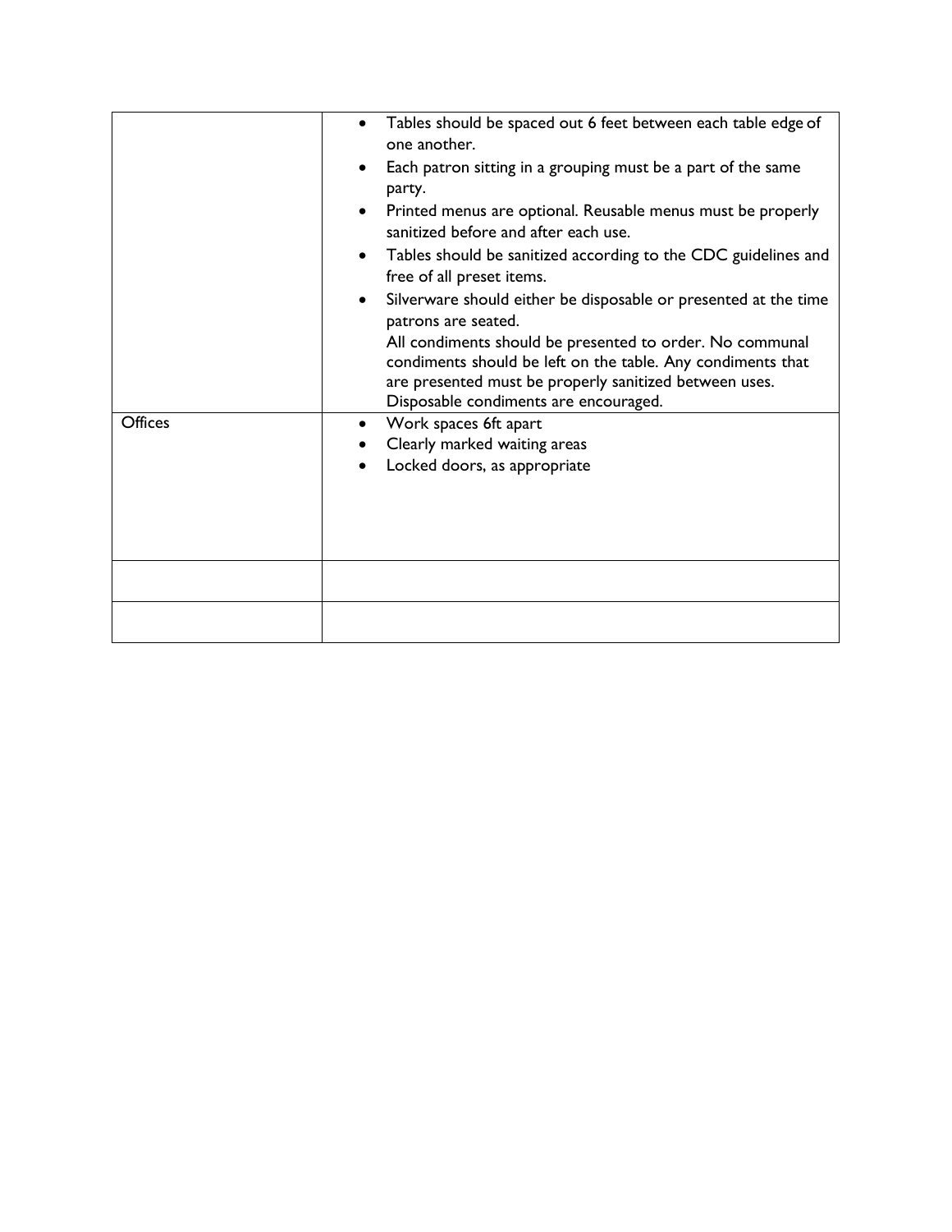| | |
|---|---|
| | • Tables should be spaced out 6 feet between each table edge of one another.<br>• Each patron sitting in a grouping must be a part of the same party.<br>• Printed menus are optional. Reusable menus must be properly sanitized before and after each use.<br>• Tables should be sanitized according to the CDC guidelines and free of all preset items.<br>• Silverware should either be disposable or presented at the time patrons are seated.<br>All condiments should be presented to order. No communal condiments should be left on the table. Any condiments that are presented must be properly sanitized between uses. Disposable condiments are encouraged. |
| Offices | • Work spaces 6ft apart<br>• Clearly marked waiting areas<br>• Locked doors, as appropriate |
| | |
| | |